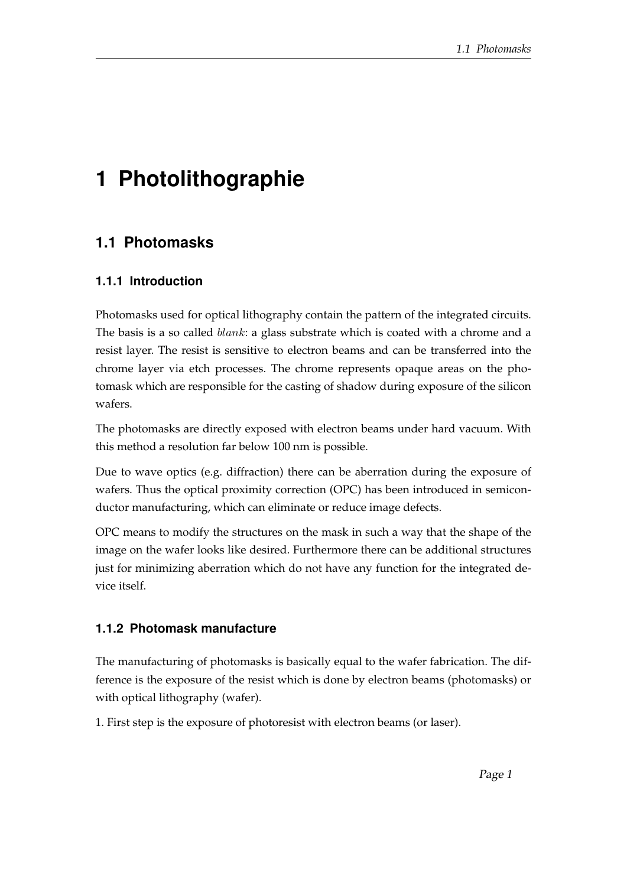# 1 Photolithographie

## 1.1 Photomasks

### 1.1.1 Introduction

Photomasks used for optical lithography contain the pattern of the integrated circuits. The basis is a so called $blank$: a glass substrate which is coated with a chrome and a resist layer. The resist is sensitive to electron beams and can be transferred into the chrome layer via etch processes. The chrome represents opaque areas on the photomask which are responsible for the casting of shadow during exposure of the silicon wafers.

The photomasks are directly exposed with electron beams under hard vacuum. With this method a resolution far below 100 nm is possible.

Due to wave optics (e.g. diffraction) there can be aberration during the exposure of wafers. Thus the optical proximity correction (OPC) has been introduced in semiconductor manufacturing, which can eliminate or reduce image defects.

OPC means to modify the structures on the mask in such a way that the shape of the image on the wafer looks like desired. Furthermore there can be additional structures just for minimizing aberration which do not have any function for the integrated device itself.

### 1.1.2 Photomask manufacture

The manufacturing of photomasks is basically equal to the wafer fabrication. The difference is the exposure of the resist which is done by electron beams (photomasks) or with optical lithography (wafer).

1. First step is the exposure of photoresist with electron beams (or laser).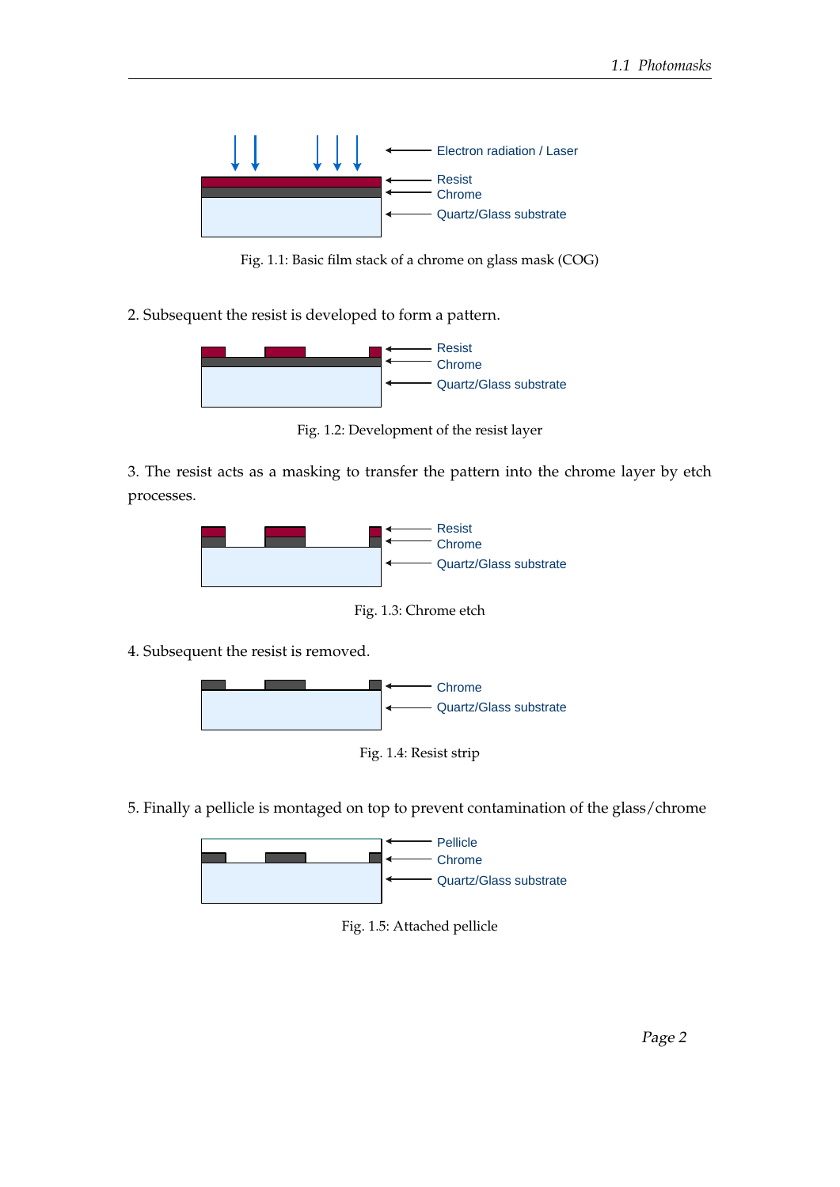Fig. 1.1: Basic film stack of a chrome on glass mask (COG)

2. Subsequent the resist is developed to form a pattern.

Fig. 1.2: Development of the resist layer

3. The resist acts as a masking to transfer the pattern into the chrome layer by etch processes.

Fig. 1.3: Chrome etch

4. Subsequent the resist is removed.

Fig. 1.4: Resist strip

5. Finally a pellicle is montaged on top to prevent contamination of the glass/chrome

Fig. 1.5: Attached pellicle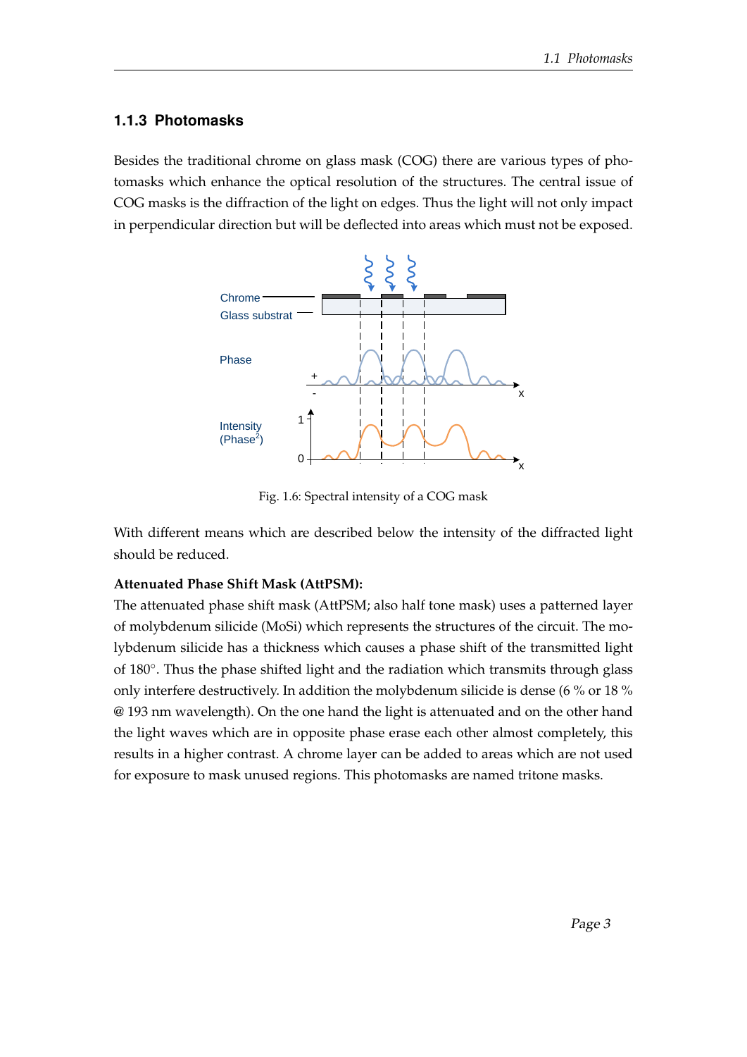### 1.1.3 Photomasks

Besides the traditional chrome on glass mask (COG) there are various types of photomasks which enhance the optical resolution of the structures. The central issue of COG masks is the diffraction of the light on edges. Thus the light will not only impact in perpendicular direction but will be deflected into areas which must not be exposed.

Fig. 1.6: Spectral intensity of a COG mask

With different means which are described below the intensity of the diffracted light should be reduced.

**Attenuated Phase Shift Mask (AttPSM):**

The attenuated phase shift mask (AttPSM; also half tone mask) uses a patterned layer of molybdenum silicide (MoSi) which represents the structures of the circuit. The molybdenum silicide has a thickness which causes a phase shift of the transmitted light of 180°. Thus the phase shifted light and the radiation which transmits through glass only interfere destructively. In addition the molybdenum silicide is dense (6 % or 18 % @ 193 nm wavelength). On the one hand the light is attenuated and on the other hand the light waves which are in opposite phase erase each other almost completely, this results in a higher contrast. A chrome layer can be added to areas which are not used for exposure to mask unused regions. This photomasks are named tritone masks.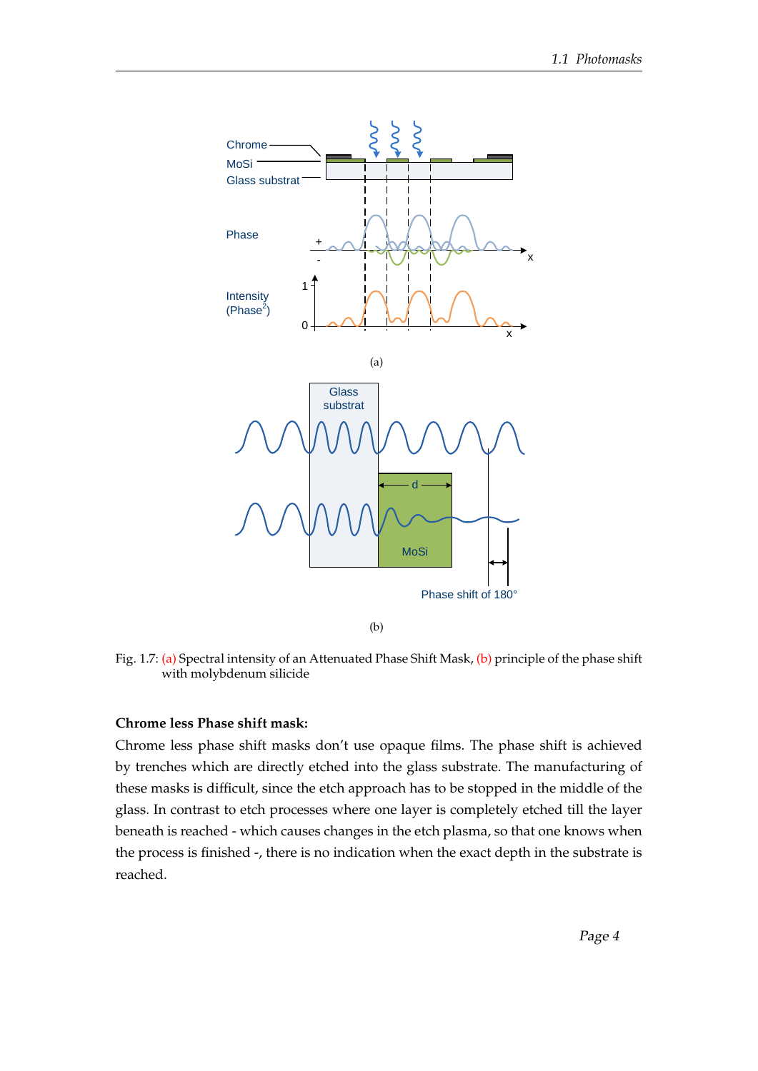Fig. 1.7: (a) Spectral intensity of an Attenuated Phase Shift Mask, (b) principle of the phase shift with molybdenum silicide

**Chrome less Phase shift mask:**

Chrome less phase shift masks don't use opaque films. The phase shift is achieved by trenches which are directly etched into the glass substrate. The manufacturing of these masks is difficult, since the etch approach has to be stopped in the middle of the glass. In contrast to etch processes where one layer is completely etched till the layer beneath is reached - which causes changes in the etch plasma, so that one knows when the process is finished -, there is no indication when the exact depth in the substrate is reached.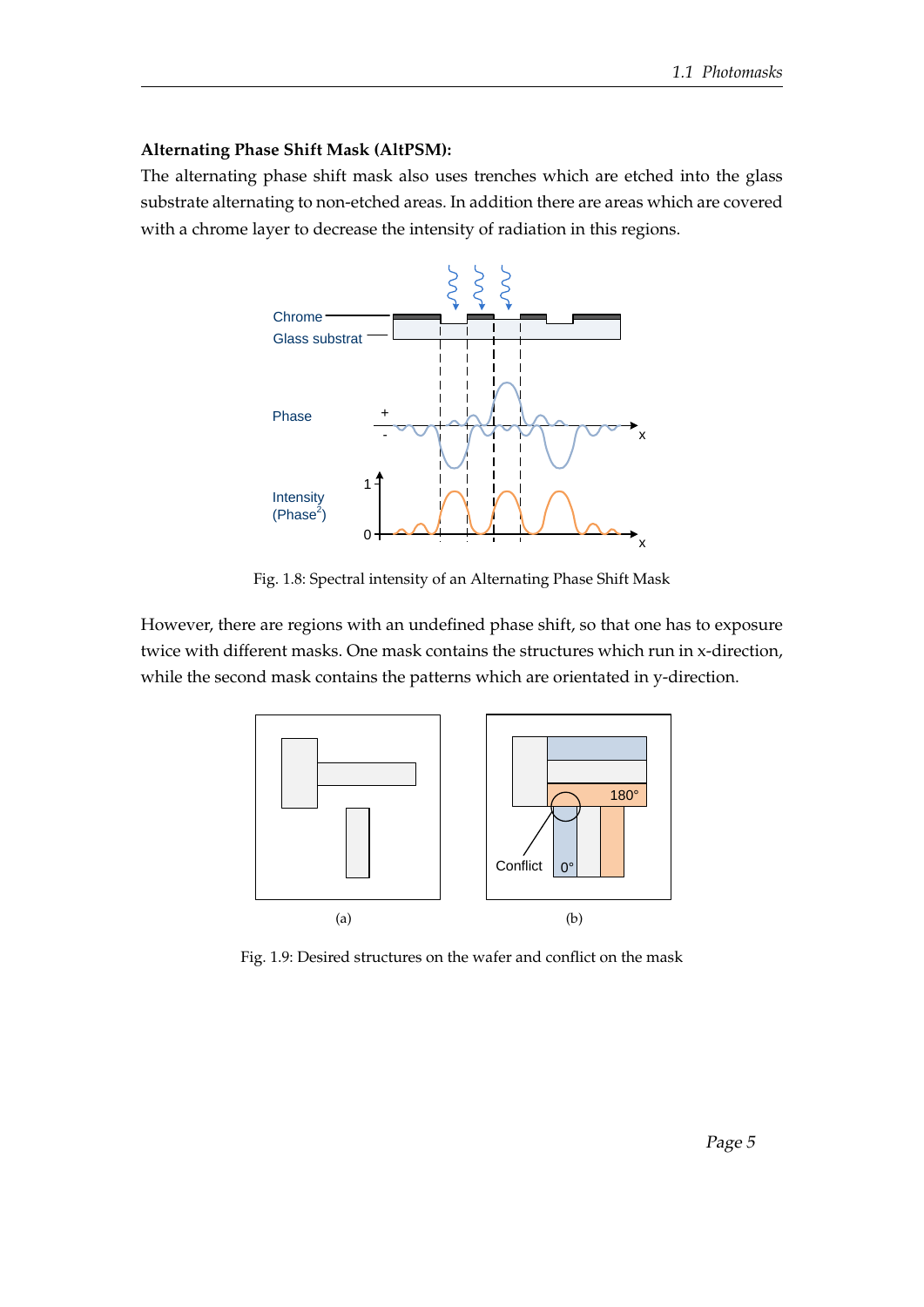**Alternating Phase Shift Mask (AltPSM):**

The alternating phase shift mask also uses trenches which are etched into the glass substrate alternating to non-etched areas. In addition there are areas which are covered with a chrome layer to decrease the intensity of radiation in this regions.

Fig. 1.8: Spectral intensity of an Alternating Phase Shift Mask

However, there are regions with an undefined phase shift, so that one has to exposure twice with different masks. One mask contains the structures which run in x-direction, while the second mask contains the patterns which are orientated in y-direction.

Fig. 1.9: Desired structures on the wafer and conflict on the mask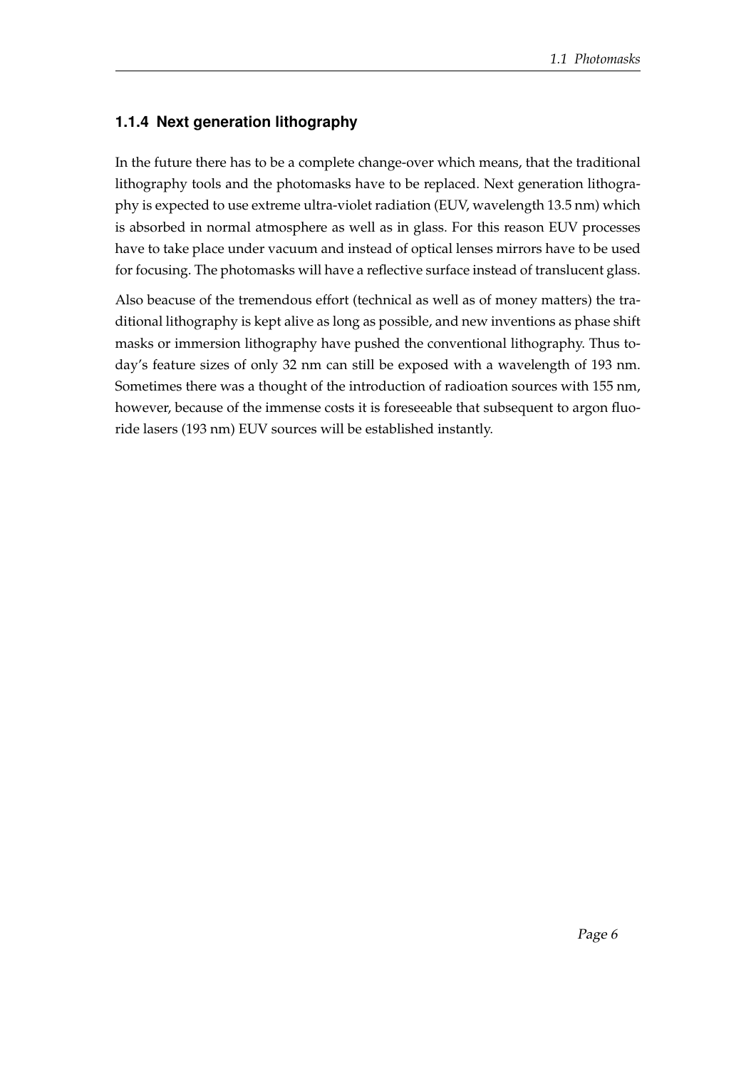### 1.1.4 Next generation lithography

In the future there has to be a complete change-over which means, that the traditional lithography tools and the photomasks have to be replaced. Next generation lithography is expected to use extreme ultra-violet radiation (EUV, wavelength 13.5 nm) which is absorbed in normal atmosphere as well as in glass. For this reason EUV processes have to take place under vacuum and instead of optical lenses mirrors have to be used for focusing. The photomasks will have a reflective surface instead of translucent glass.

Also beacuse of the tremendous effort (technical as well as of money matters) the traditional lithography is kept alive as long as possible, and new inventions as phase shift masks or immersion lithography have pushed the conventional lithography. Thus today's feature sizes of only 32 nm can still be exposed with a wavelength of 193 nm. Sometimes there was a thought of the introduction of radioation sources with 155 nm, however, because of the immense costs it is foreseeable that subsequent to argon fluoride lasers (193 nm) EUV sources will be established instantly.